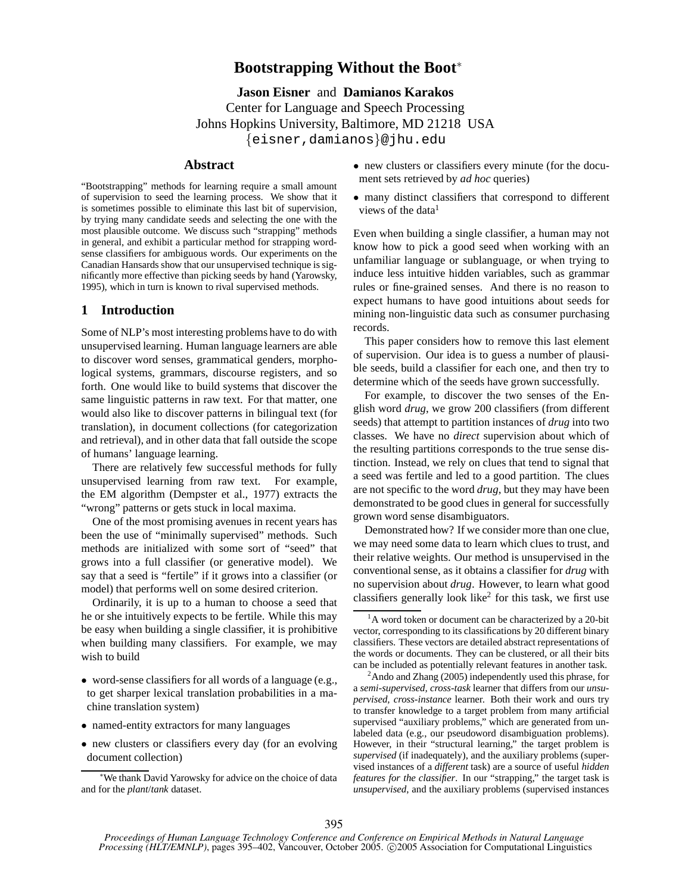# Bootstrapping Without the Boot*

**Jason Eisner** and **Damianos Karakos**
Center for Language and Speech Processing
Johns Hopkins University, Baltimore, MD 21218 USA
{eisner,damianos}@jhu.edu

## Abstract

"Bootstrapping" methods for learning require a small amount of supervision to seed the learning process. We show that it is sometimes possible to eliminate this last bit of supervision, by trying many candidate seeds and selecting the one with the most plausible outcome. We discuss such "strapping" methods in general, and exhibit a particular method for strapping word-sense classifiers for ambiguous words. Our experiments on the Canadian Hansards show that our unsupervised technique is significantly more effective than picking seeds by hand (Yarowsky, 1995), which in turn is known to rival supervised methods.

## 1 Introduction

Some of NLP's most interesting problems have to do with unsupervised learning. Human language learners are able to discover word senses, grammatical genders, morphological systems, grammars, discourse registers, and so forth. One would like to build systems that discover the same linguistic patterns in raw text. For that matter, one would also like to discover patterns in bilingual text (for translation), in document collections (for categorization and retrieval), and in other data that fall outside the scope of humans' language learning.

There are relatively few successful methods for fully unsupervised learning from raw text. For example, the EM algorithm (Dempster et al., 1977) extracts the "wrong" patterns or gets stuck in local maxima.

One of the most promising avenues in recent years has been the use of "minimally supervised" methods. Such methods are initialized with some sort of "seed" that grows into a full classifier (or generative model). We say that a seed is "fertile" if it grows into a classifier (or model) that performs well on some desired criterion.

Ordinarily, it is up to a human to choose a seed that he or she intuitively expects to be fertile. While this may be easy when building a single classifier, it is prohibitive when building many classifiers. For example, we may wish to build

- word-sense classifiers for all words of a language (e.g., to get sharper lexical translation probabilities in a machine translation system)
- named-entity extractors for many languages
- new clusters or classifiers every day (for an evolving document collection)
- new clusters or classifiers every minute (for the document sets retrieved by *ad hoc* queries)
- many distinct classifiers that correspond to different views of the data[1]

Even when building a single classifier, a human may not know how to pick a good seed when working with an unfamiliar language or sublanguage, or when trying to induce less intuitive hidden variables, such as grammar rules or fine-grained senses. And there is no reason to expect humans to have good intuitions about seeds for mining non-linguistic data such as consumer purchasing records.

This paper considers how to remove this last element of supervision. Our idea is to guess a number of plausible seeds, build a classifier for each one, and then try to determine which of the seeds have grown successfully.

For example, to discover the two senses of the English word *drug*, we grow 200 classifiers (from different seeds) that attempt to partition instances of *drug* into two classes. We have no *direct* supervision about which of the resulting partitions corresponds to the true sense distinction. Instead, we rely on clues that tend to signal that a seed was fertile and led to a good partition. The clues are not specific to the word *drug*, but they may have been demonstrated to be good clues in general for successfully grown word sense disambiguators.

Demonstrated how? If we consider more than one clue, we may need some data to learn which clues to trust, and their relative weights. Our method is unsupervised in the conventional sense, as it obtains a classifier for *drug* with no supervision about *drug*. However, to learn what good classifiers generally look like[2] for this task, we first use

*We thank David Yarowsky for advice on the choice of data and for the *plant*/*tank* dataset.

[1] A word token or document can be characterized by a 20-bit vector, corresponding to its classifications by 20 different binary classifiers. These vectors are detailed abstract representations of the words or documents. They can be clustered, or all their bits can be included as potentially relevant features in another task.

[2] Ando and Zhang (2005) independently used this phrase, for a *semi-supervised, cross-task* learner that differs from our *unsupervised, cross-instance* learner. Both their work and ours try to transfer knowledge to a target problem from many artificial supervised "auxiliary problems," which are generated from unlabeled data (e.g., our pseudoword disambiguation problems). However, in their "structural learning," the target problem is *supervised* (if inadequately), and the auxiliary problems (supervised instances of a *different* task) are a source of useful *hidden features for the classifier*. In our "strapping," the target task is *unsupervised*, and the auxiliary problems (supervised instances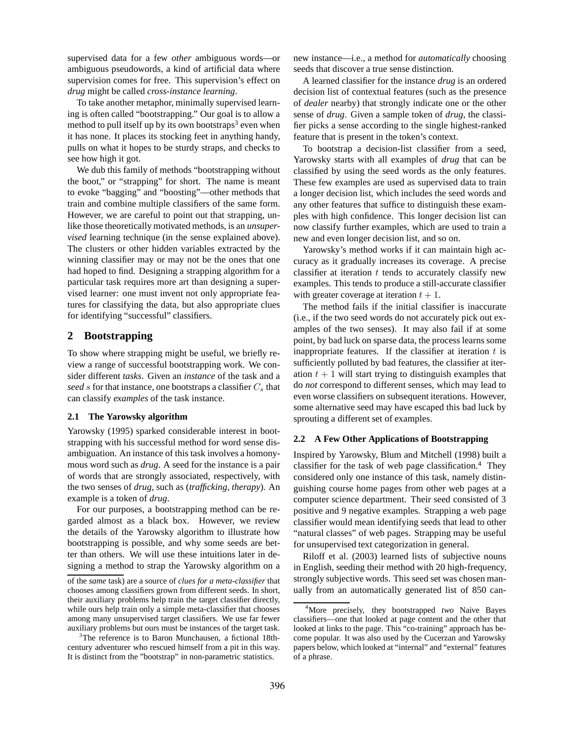supervised data for a few *other* ambiguous words—or ambiguous pseudowords, a kind of artificial data where supervision comes for free. This supervision's effect on *drug* might be called *cross-instance learning*.

To take another metaphor, minimally supervised learning is often called "bootstrapping." Our goal is to allow a method to pull itself up by its own bootstraps[3] even when it has none. It places its stocking feet in anything handy, pulls on what it hopes to be sturdy straps, and checks to see how high it got.

We dub this family of methods "bootstrapping without the boot," or "strapping" for short. The name is meant to evoke "bagging" and "boosting"—other methods that train and combine multiple classifiers of the same form. However, we are careful to point out that strapping, unlike those theoretically motivated methods, is an *unsupervised* learning technique (in the sense explained above). The clusters or other hidden variables extracted by the winning classifier may or may not be the ones that one had hoped to find. Designing a strapping algorithm for a particular task requires more art than designing a supervised learner: one must invent not only appropriate features for classifying the data, but also appropriate clues for identifying "successful" classifiers.

## 2 Bootstrapping

To show where strapping might be useful, we briefly review a range of successful bootstrapping work. We consider different *tasks*. Given an *instance* of the task and a *seed* $s$ for that instance, one bootstraps a classifier $C_s$ that can classify *examples* of the task instance.

### 2.1 The Yarowsky algorithm

Yarowsky (1995) sparked considerable interest in bootstrapping with his successful method for word sense disambiguation. An instance of this task involves a homonymous word such as *drug*. A seed for the instance is a pair of words that are strongly associated, respectively, with the two senses of *drug*, such as (*trafficking*, *therapy*). An example is a token of *drug*.

For our purposes, a bootstrapping method can be regarded almost as a black box. However, we review the details of the Yarowsky algorithm to illustrate how bootstrapping is possible, and why some seeds are better than others. We will use these intuitions later in designing a method to strap the Yarowsky algorithm on a new instance—i.e., a method for *automatically* choosing seeds that discover a true sense distinction.

A learned classifier for the instance *drug* is an ordered decision list of contextual features (such as the presence of *dealer* nearby) that strongly indicate one or the other sense of *drug*. Given a sample token of *drug*, the classifier picks a sense according to the single highest-ranked feature that is present in the token's context.

To bootstrap a decision-list classifier from a seed, Yarowsky starts with all examples of *drug* that can be classified by using the seed words as the only features. These few examples are used as supervised data to train a longer decision list, which includes the seed words and any other features that suffice to distinguish these examples with high confidence. This longer decision list can now classify further examples, which are used to train a new and even longer decision list, and so on.

Yarowsky's method works if it can maintain high accuracy as it gradually increases its coverage. A precise classifier at iteration $t$ tends to accurately classify new examples. This tends to produce a still-accurate classifier with greater coverage at iteration $t + 1$.

The method fails if the initial classifier is inaccurate (i.e., if the two seed words do not accurately pick out examples of the two senses). It may also fail if at some point, by bad luck on sparse data, the process learns some inappropriate features. If the classifier at iteration $t$ is sufficiently polluted by bad features, the classifier at iteration $t + 1$ will start trying to distinguish examples that do *not* correspond to different senses, which may lead to even worse classifiers on subsequent iterations. However, some alternative seed may have escaped this bad luck by sprouting a different set of examples.

### 2.2 A Few Other Applications of Bootstrapping

Inspired by Yarowsky, Blum and Mitchell (1998) built a classifier for the task of web page classification.[4] They considered only one instance of this task, namely distinguishing course home pages from other web pages at a computer science department. Their seed consisted of 3 positive and 9 negative examples. Strapping a web page classifier would mean identifying seeds that lead to other "natural classes" of web pages. Strapping may be useful for unsupervised text categorization in general.

Riloff et al. (2003) learned lists of subjective nouns in English, seeding their method with 20 high-frequency, strongly subjective words. This seed set was chosen manually from an automatically generated list of 850 can-

---

of the *same* task) are a source of *clues for a meta-classifier* that chooses among classifiers grown from different seeds. In short, their auxiliary problems help train the target classifier directly, while ours help train only a simple meta-classifier that chooses among many unsupervised target classifiers. We use far fewer auxiliary problems but ours must be instances of the target task.

[3]The reference is to Baron Munchausen, a fictional 18th-century adventurer who rescued himself from a pit in this way. It is distinct from the "bootstrap" in non-parametric statistics.

[4]More precisely, they bootstrapped *two* Naive Bayes classifiers—one that looked at page content and the other that looked at links to the page. This "co-training" approach has become popular. It was also used by the Cucerzan and Yarowsky papers below, which looked at "internal" and "external" features of a phrase.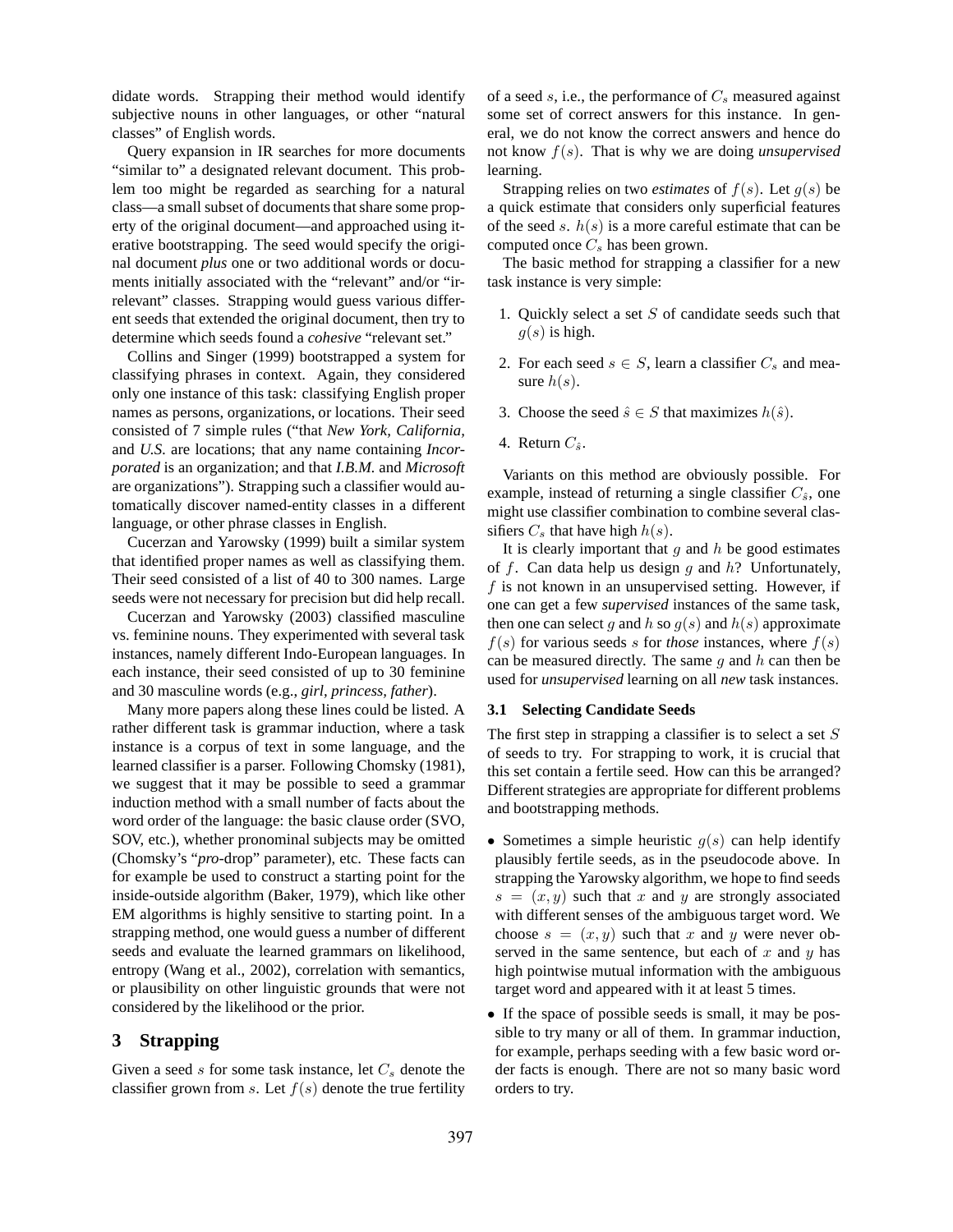didate words. Strapping their method would identify subjective nouns in other languages, or other "natural classes" of English words.

Query expansion in IR searches for more documents "similar to" a designated relevant document. This problem too might be regarded as searching for a natural class—a small subset of documents that share some property of the original document—and approached using iterative bootstrapping. The seed would specify the original document *plus* one or two additional words or documents initially associated with the "relevant" and/or "irrelevant" classes. Strapping would guess various different seeds that extended the original document, then try to determine which seeds found a *cohesive* "relevant set."

Collins and Singer (1999) bootstrapped a system for classifying phrases in context. Again, they considered only one instance of this task: classifying English proper names as persons, organizations, or locations. Their seed consisted of 7 simple rules ("that *New York*, *California*, and *U.S.* are locations; that any name containing *Incorporated* is an organization; and that *I.B.M.* and *Microsoft* are organizations"). Strapping such a classifier would automatically discover named-entity classes in a different language, or other phrase classes in English.

Cucerzan and Yarowsky (1999) built a similar system that identified proper names as well as classifying them. Their seed consisted of a list of 40 to 300 names. Large seeds were not necessary for precision but did help recall.

Cucerzan and Yarowsky (2003) classified masculine vs. feminine nouns. They experimented with several task instances, namely different Indo-European languages. In each instance, their seed consisted of up to 30 feminine and 30 masculine words (e.g., *girl, princess, father*).

Many more papers along these lines could be listed. A rather different task is grammar induction, where a task instance is a corpus of text in some language, and the learned classifier is a parser. Following Chomsky (1981), we suggest that it may be possible to seed a grammar induction method with a small number of facts about the word order of the language: the basic clause order (SVO, SOV, etc.), whether pronominal subjects may be omitted (Chomsky's "*pro*-drop" parameter), etc. These facts can for example be used to construct a starting point for the inside-outside algorithm (Baker, 1979), which like other EM algorithms is highly sensitive to starting point. In a strapping method, one would guess a number of different seeds and evaluate the learned grammars on likelihood, entropy (Wang et al., 2002), correlation with semantics, or plausibility on other linguistic grounds that were not considered by the likelihood or the prior.

## 3 Strapping

Given a seed $s$ for some task instance, let $C_s$ denote the classifier grown from $s$. Let $f(s)$ denote the true fertility of a seed $s$, i.e., the performance of $C_s$ measured against some set of correct answers for this instance. In general, we do not know the correct answers and hence do not know $f(s)$. That is why we are doing *unsupervised* learning.

Strapping relies on two *estimates* of $f(s)$. Let $g(s)$ be a quick estimate that considers only superficial features of the seed $s$. $h(s)$ is a more careful estimate that can be computed once $C_s$ has been grown.

The basic method for strapping a classifier for a new task instance is very simple:

1. Quickly select a set $S$ of candidate seeds such that $g(s)$ is high.
2. For each seed $s \in S$, learn a classifier $C_s$ and measure $h(s)$.
3. Choose the seed $\hat{s} \in S$ that maximizes $h(\hat{s})$.
4. Return $C_{\hat{s}}$.

Variants on this method are obviously possible. For example, instead of returning a single classifier $C_{\hat{s}}$, one might use classifier combination to combine several classifiers $C_s$ that have high $h(s)$.

It is clearly important that $g$ and $h$ be good estimates of $f$. Can data help us design $g$ and $h$? Unfortunately, $f$ is not known in an unsupervised setting. However, if one can get a few *supervised* instances of the same task, then one can select $g$ and $h$ so $g(s)$ and $h(s)$ approximate $f(s)$ for various seeds $s$ for *those* instances, where $f(s)$ can be measured directly. The same $g$ and $h$ can then be used for *unsupervised* learning on all *new* task instances.

### 3.1 Selecting Candidate Seeds

The first step in strapping a classifier is to select a set $S$ of seeds to try. For strapping to work, it is crucial that this set contain a fertile seed. How can this be arranged? Different strategies are appropriate for different problems and bootstrapping methods.

- Sometimes a simple heuristic $g(s)$ can help identify plausibly fertile seeds, as in the pseudocode above. In strapping the Yarowsky algorithm, we hope to find seeds $s = (x, y)$ such that $x$ and $y$ are strongly associated with different senses of the ambiguous target word. We choose $s = (x, y)$ such that $x$ and $y$ were never observed in the same sentence, but each of $x$ and $y$ has high pointwise mutual information with the ambiguous target word and appeared with it at least 5 times.
- If the space of possible seeds is small, it may be possible to try many or all of them. In grammar induction, for example, perhaps seeding with a few basic word order facts is enough. There are not so many basic word orders to try.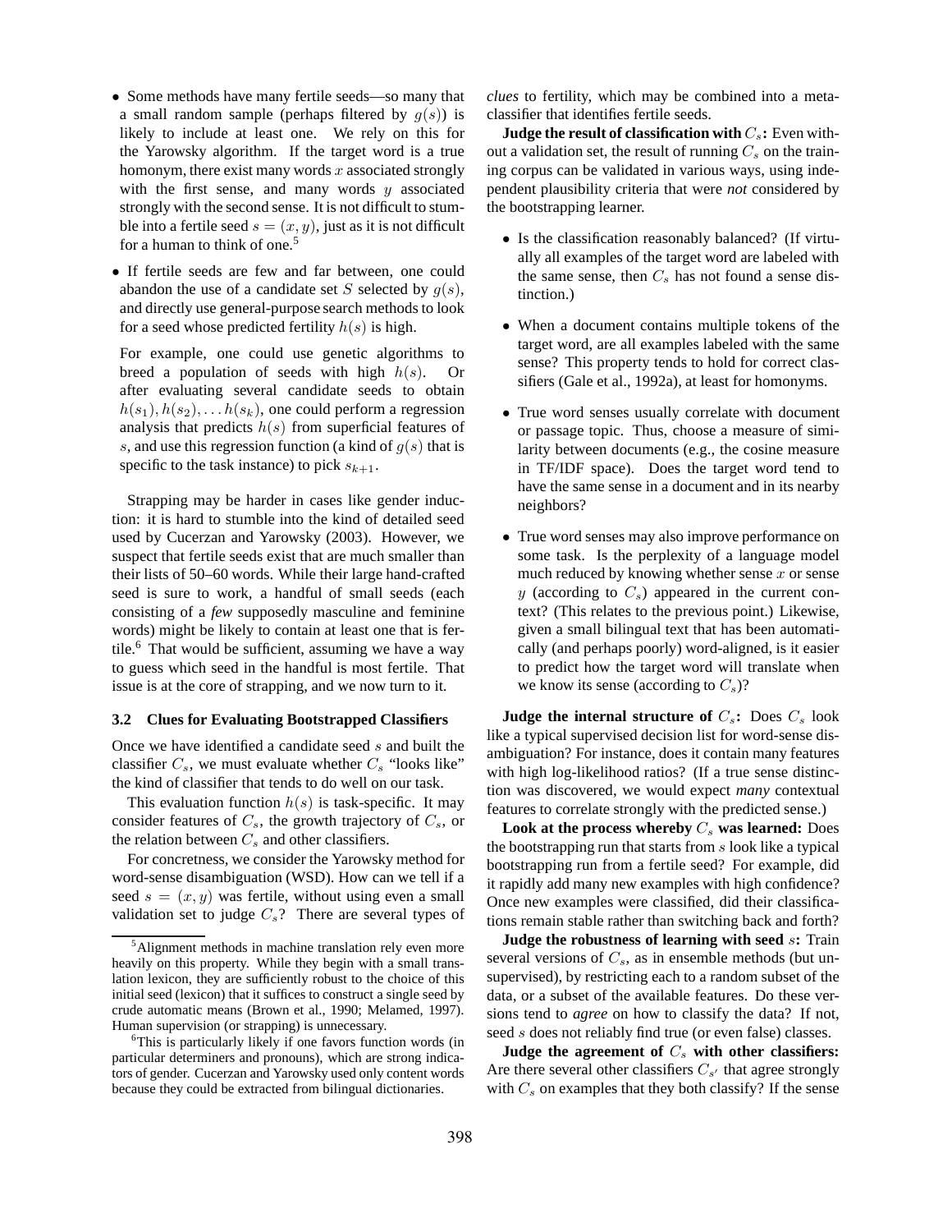- Some methods have many fertile seeds—so many that a small random sample (perhaps filtered by $g(s)$) is likely to include at least one. We rely on this for the Yarowsky algorithm. If the target word is a true homonym, there exist many words $x$ associated strongly with the first sense, and many words $y$ associated strongly with the second sense. It is not difficult to stumble into a fertile seed $s = (x, y)$, just as it is not difficult for a human to think of one.[5]

- If fertile seeds are few and far between, one could abandon the use of a candidate set $S$ selected by $g(s)$, and directly use general-purpose search methods to look for a seed whose predicted fertility $h(s)$ is high.

  For example, one could use genetic algorithms to breed a population of seeds with high $h(s)$. Or after evaluating several candidate seeds to obtain $h(s_1), h(s_2), \ldots h(s_k)$, one could perform a regression analysis that predicts $h(s)$ from superficial features of $s$, and use this regression function (a kind of $g(s)$ that is specific to the task instance) to pick $s_{k+1}$.

Strapping may be harder in cases like gender induction: it is hard to stumble into the kind of detailed seed used by Cucerzan and Yarowsky (2003). However, we suspect that fertile seeds exist that are much smaller than their lists of 50–60 words. While their large hand-crafted seed is sure to work, a handful of small seeds (each consisting of a *few* supposedly masculine and feminine words) might be likely to contain at least one that is fertile.[6] That would be sufficient, assuming we have a way to guess which seed in the handful is most fertile. That issue is at the core of strapping, and we now turn to it.

### 3.2 Clues for Evaluating Bootstrapped Classifiers

Once we have identified a candidate seed $s$ and built the classifier $C_s$, we must evaluate whether $C_s$ "looks like" the kind of classifier that tends to do well on our task.

This evaluation function $h(s)$ is task-specific. It may consider features of $C_s$, the growth trajectory of $C_s$, or the relation between $C_s$ and other classifiers.

For concretness, we consider the Yarowsky method for word-sense disambiguation (WSD). How can we tell if a seed $s = (x, y)$ was fertile, without using even a small validation set to judge $C_s$? There are several types of *clues* to fertility, which may be combined into a meta-classifier that identifies fertile seeds.

**Judge the result of classification with $C_s$:** Even without a validation set, the result of running $C_s$ on the training corpus can be validated in various ways, using independent plausibility criteria that were *not* considered by the bootstrapping learner.

- Is the classification reasonably balanced? (If virtually all examples of the target word are labeled with the same sense, then $C_s$ has not found a sense distinction.)

- When a document contains multiple tokens of the target word, are all examples labeled with the same sense? This property tends to hold for correct classifiers (Gale et al., 1992a), at least for homonyms.

- True word senses usually correlate with document or passage topic. Thus, choose a measure of similarity between documents (e.g., the cosine measure in TF/IDF space). Does the target word tend to have the same sense in a document and in its nearby neighbors?

- True word senses may also improve performance on some task. Is the perplexity of a language model much reduced by knowing whether sense $x$ or sense $y$ (according to $C_s$) appeared in the current context? (This relates to the previous point.) Likewise, given a small bilingual text that has been automatically (and perhaps poorly) word-aligned, is it easier to predict how the target word will translate when we know its sense (according to $C_s$)?

**Judge the internal structure of $C_s$:** Does $C_s$ look like a typical supervised decision list for word-sense disambiguation? For instance, does it contain many features with high log-likelihood ratios? (If a true sense distinction was discovered, we would expect *many* contextual features to correlate strongly with the predicted sense.)

**Look at the process whereby $C_s$ was learned:** Does the bootstrapping run that starts from $s$ look like a typical bootstrapping run from a fertile seed? For example, did it rapidly add many new examples with high confidence? Once new examples were classified, did their classifications remain stable rather than switching back and forth?

**Judge the robustness of learning with seed $s$:** Train several versions of $C_s$, as in ensemble methods (but unsupervised), by restricting each to a random subset of the data, or a subset of the available features. Do these versions tend to *agree* on how to classify the data? If not, seed $s$ does not reliably find true (or even false) classes.

**Judge the agreement of $C_s$ with other classifiers:** Are there several other classifiers $C_{s'}$ that agree strongly with $C_s$ on examples that they both classify? If the sense

[5] Alignment methods in machine translation rely even more heavily on this property. While they begin with a small translation lexicon, they are sufficiently robust to the choice of this initial seed (lexicon) that it suffices to construct a single seed by crude automatic means (Brown et al., 1990; Melamed, 1997). Human supervision (or strapping) is unnecessary.

[6] This is particularly likely if one favors function words (in particular determiners and pronouns), which are strong indicators of gender. Cucerzan and Yarowsky used only content words because they could be extracted from bilingual dictionaries.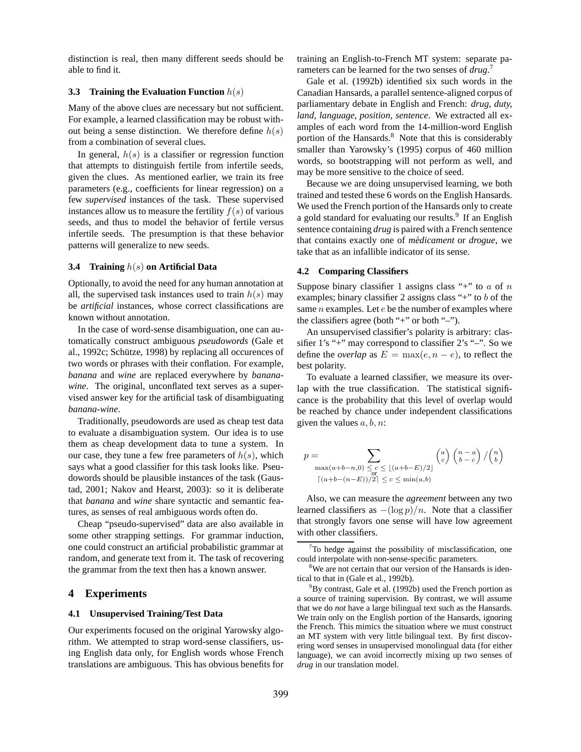distinction is real, then many different seeds should be able to find it.

### 3.3 Training the Evaluation Function $h(s)$

Many of the above clues are necessary but not sufficient. For example, a learned classification may be robust without being a sense distinction. We therefore define $h(s)$ from a combination of several clues.

In general, $h(s)$ is a classifier or regression function that attempts to distinguish fertile from infertile seeds, given the clues. As mentioned earlier, we train its free parameters (e.g., coefficients for linear regression) on a few *supervised* instances of the task. These supervised instances allow us to measure the fertility $f(s)$ of various seeds, and thus to model the behavior of fertile versus infertile seeds. The presumption is that these behavior patterns will generalize to new seeds.

### 3.4 Training $h(s)$ on Artificial Data

Optionally, to avoid the need for any human annotation at all, the supervised task instances used to train $h(s)$ may be *artificial* instances, whose correct classifications are known without annotation.

In the case of word-sense disambiguation, one can automatically construct ambiguous *pseudowords* (Gale et al., 1992c; Schütze, 1998) by replacing all occurences of two words or phrases with their conflation. For example, *banana* and *wine* are replaced everywhere by *banana-wine*. The original, unconflated text serves as a supervised answer key for the artificial task of disambiguating *banana-wine*.

Traditionally, pseudowords are used as cheap test data to evaluate a disambiguation system. Our idea is to use them as cheap development data to tune a system. In our case, they tune a few free parameters of $h(s)$, which says what a good classifier for this task looks like. Pseudowords should be plausible instances of the task (Gaustad, 2001; Nakov and Hearst, 2003): so it is deliberate that *banana* and *wine* share syntactic and semantic features, as senses of real ambiguous words often do.

Cheap "pseudo-supervised" data are also available in some other strapping settings. For grammar induction, one could construct an artificial probabilistic grammar at random, and generate text from it. The task of recovering the grammar from the text then has a known answer.

## 4 Experiments

### 4.1 Unsupervised Training/Test Data

Our experiments focused on the original Yarowsky algorithm. We attempted to strap word-sense classifiers, using English data only, for English words whose French translations are ambiguous. This has obvious benefits for training an English-to-French MT system: separate parameters can be learned for the two senses of *drug*.[7]

Gale et al. (1992b) identified six such words in the Canadian Hansards, a parallel sentence-aligned corpus of parliamentary debate in English and French: *drug, duty, land, language, position, sentence*. We extracted all examples of each word from the 14-million-word English portion of the Hansards.[8] Note that this is considerably smaller than Yarowsky's (1995) corpus of 460 million words, so bootstrapping will not perform as well, and may be more sensitive to the choice of seed.

Because we are doing unsupervised learning, we both trained and tested these 6 words on the English Hansards. We used the French portion of the Hansards only to create a gold standard for evaluating our results.[9] If an English sentence containing *drug* is paired with a French sentence that contains exactly one of *médicament* or *drogue*, we take that as an infallible indicator of its sense.

### 4.2 Comparing Classifiers

Suppose binary classifier 1 assigns class "+" to $a$ of $n$ examples; binary classifier 2 assigns class "+" to $b$ of the same $n$ examples. Let $e$ be the number of examples where the classifiers agree (both "+" or both "–").

An unsupervised classifier's polarity is arbitrary: classifier 1's "+" may correspond to classifier 2's "–". So we define the *overlap* as $E = \max(e, n - e)$, to reflect the best polarity.

To evaluate a learned classifier, we measure its overlap with the true classification. The statistical significance is the probability that this level of overlap would be reached by chance under independent classifications given the values $a, b, n$:

$$p = \sum_{\substack{\max(a+b-n,0) \,\leq\, c \,\leq\, \lfloor (a+b-E)/2 \rfloor \\ \text{or} \\ \lceil (a+b-(n-E))/2 \rceil \,\leq\, c \,\leq\, \min(a,b)}} \binom{a}{c}\binom{n-a}{b-c} \Big/ \binom{n}{b}$$

Also, we can measure the *agreement* between any two learned classifiers as $-(\log p)/n$. Note that a classifier that strongly favors one sense will have low agreement with other classifiers.

[7] To hedge against the possibility of misclassification, one could interpolate with non-sense-specific parameters.

[8] We are not certain that our version of the Hansards is identical to that in (Gale et al., 1992b).

[9] By contrast, Gale et al. (1992b) used the French portion as a source of training supervision. By contrast, we will assume that we do *not* have a large bilingual text such as the Hansards. We train only on the English portion of the Hansards, ignoring the French. This mimics the situation where we must construct an MT system with very little bilingual text. By first discovering word senses in unsupervised monolingual data (for either language), we can avoid incorrectly mixing up two senses of *drug* in our translation model.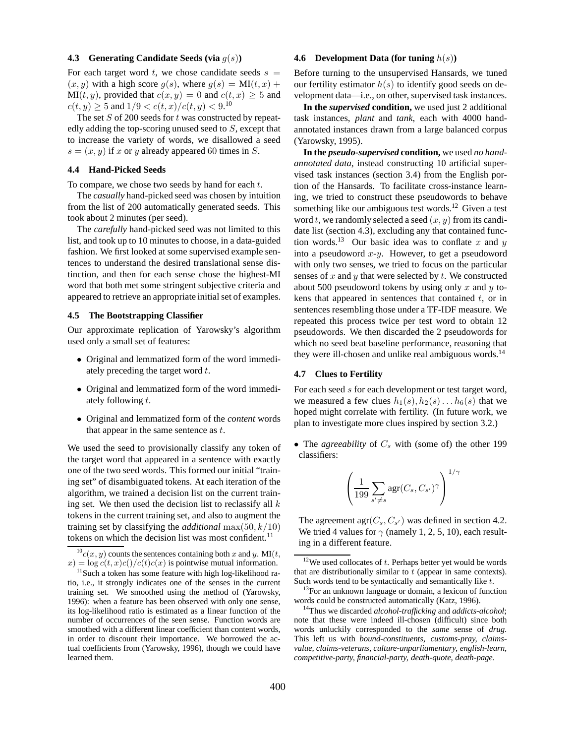### 4.3 Generating Candidate Seeds (via $g(s)$)

For each target word $t$, we chose candidate seeds $s = (x, y)$ with a high score $g(s)$, where $g(s) = \text{MI}(t, x) + \text{MI}(t, y)$, provided that $c(x, y) = 0$ and $c(t, x) \geq 5$ and $c(t, y) \geq 5$ and $1/9 < c(t, x)/c(t, y) < 9$.[10]

The set $S$ of 200 seeds for $t$ was constructed by repeatedly adding the top-scoring unused seed to $S$, except that to increase the variety of words, we disallowed a seed $s = (x, y)$ if $x$ or $y$ already appeared 60 times in $S$.

### 4.4 Hand-Picked Seeds

To compare, we chose two seeds by hand for each $t$.

The *casually* hand-picked seed was chosen by intuition from the list of 200 automatically generated seeds. This took about 2 minutes (per seed).

The *carefully* hand-picked seed was not limited to this list, and took up to 10 minutes to choose, in a data-guided fashion. We first looked at some supervised example sentences to understand the desired translational sense distinction, and then for each sense chose the highest-MI word that both met some stringent subjective criteria and appeared to retrieve an appropriate initial set of examples.

### 4.5 The Bootstrapping Classifier

Our approximate replication of Yarowsky's algorithm used only a small set of features:

- Original and lemmatized form of the word immediately preceding the target word $t$.
- Original and lemmatized form of the word immediately following $t$.
- Original and lemmatized form of the *content* words that appear in the same sentence as $t$.

We used the seed to provisionally classify any token of the target word that appeared in a sentence with exactly one of the two seed words. This formed our initial "training set" of disambiguated tokens. At each iteration of the algorithm, we trained a decision list on the current training set. We then used the decision list to reclassify all $k$ tokens in the current training set, and also to augment the training set by classifying the *additional* $\max(50, k/10)$ tokens on which the decision list was most confident.[11]

[10] $c(x, y)$ counts the sentences containing both $x$ and $y$. $\text{MI}(t, x) = \log c(t, x)c()/c(t)c(x)$ is pointwise mutual information.

[11] Such a token has some feature with high log-likelihood ratio, i.e., it strongly indicates one of the senses in the current training set. We smoothed using the method of (Yarowsky, 1996): when a feature has been observed with only one sense, its log-likelihood ratio is estimated as a linear function of the number of occurrences of the seen sense. Function words are smoothed with a different linear coefficient than content words, in order to discount their importance. We borrowed the actual coefficients from (Yarowsky, 1996), though we could have learned them.

### 4.6 Development Data (for tuning $h(s)$)

Before turning to the unsupervised Hansards, we tuned our fertility estimator $h(s)$ to identify good seeds on development data—i.e., on other, supervised task instances.

**In the *supervised* condition,** we used just 2 additional task instances, *plant* and *tank*, each with 4000 hand-annotated instances drawn from a large balanced corpus (Yarowsky, 1995).

**In the *pseudo-supervised* condition,** we used *no hand-annotated data*, instead constructing 10 artificial supervised task instances (section 3.4) from the English portion of the Hansards. To facilitate cross-instance learning, we tried to construct these pseudowords to behave something like our ambiguous test words.[12] Given a test word $t$, we randomly selected a seed $(x, y)$ from its candidate list (section 4.3), excluding any that contained function words.[13] Our basic idea was to conflate $x$ and $y$ into a pseudoword $x$-$y$. However, to get a pseudoword with only two senses, we tried to focus on the particular senses of $x$ and $y$ that were selected by $t$. We constructed about 500 pseudoword tokens by using only $x$ and $y$ tokens that appeared in sentences that contained $t$, or in sentences resembling those under a TF-IDF measure. We repeated this process twice per test word to obtain 12 pseudowords. We then discarded the 2 pseudowords for which no seed beat baseline performance, reasoning that they were ill-chosen and unlike real ambiguous words.[14]

### 4.7 Clues to Fertility

For each seed $s$ for each development or test target word, we measured a few clues $h_1(s), h_2(s) \ldots h_6(s)$ that we hoped might correlate with fertility. (In future work, we plan to investigate more clues inspired by section 3.2.)

- The *agreeability* of $C_s$ with (some of) the other 199 classifiers:

$$\left( \frac{1}{199} \sum_{s' \neq s} \text{agr}(C_s, C_{s'})^\gamma \right)^{1/\gamma}$$

The agreement $\text{agr}(C_s, C_{s'})$ was defined in section 4.2. We tried 4 values for $\gamma$ (namely 1, 2, 5, 10), each resulting in a different feature.

[12] We used collocates of $t$. Perhaps better yet would be words that are distributionally similar to $t$ (appear in same contexts). Such words tend to be syntactically and semantically like $t$.

[13] For an unknown language or domain, a lexicon of function words could be constructed automatically (Katz, 1996).

[14] Thus we discarded *alcohol-trafficking* and *addicts-alcohol*; note that these were indeed ill-chosen (difficult) since both words unluckily corresponded to the *same* sense of *drug*. This left us with *bound-constituents, customs-pray, claims-value, claims-veterans, culture-unparliamentary, english-learn, competitive-party, financial-party, death-quote, death-page.*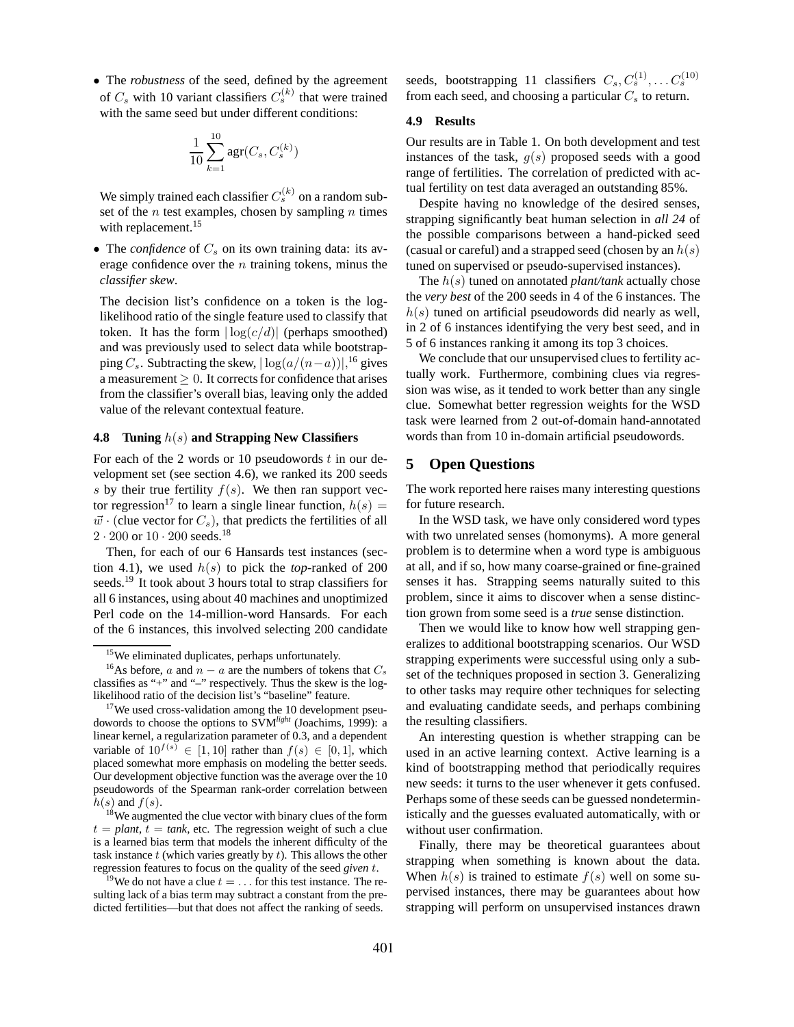- The *robustness* of the seed, defined by the agreement of $C_s$ with 10 variant classifiers $C_s^{(k)}$ that were trained with the same seed but under different conditions:

$$\frac{1}{10}\sum_{k=1}^{10} \text{agr}(C_s, C_s^{(k)})$$

  We simply trained each classifier $C_s^{(k)}$ on a random subset of the $n$ test examples, chosen by sampling $n$ times with replacement.[15]

- The *confidence* of $C_s$ on its own training data: its average confidence over the $n$ training tokens, minus the *classifier skew*.

  The decision list's confidence on a token is the log-likelihood ratio of the single feature used to classify that token. It has the form $|\log(c/d)|$ (perhaps smoothed) and was previously used to select data while bootstrapping $C_s$. Subtracting the skew, $|\log(a/(n-a))|$,[16] gives a measurement $\geq 0$. It corrects for confidence that arises from the classifier's overall bias, leaving only the added value of the relevant contextual feature.

### 4.8 Tuning $h(s)$ and Strapping New Classifiers

For each of the 2 words or 10 pseudowords $t$ in our development set (see section 4.6), we ranked its 200 seeds $s$ by their true fertility $f(s)$. We then ran support vector regression[17] to learn a single linear function, $h(s) = \vec{w} \cdot$ (clue vector for $C_s$), that predicts the fertilities of all $2 \cdot 200$ or $10 \cdot 200$ seeds.[18]

Then, for each of our 6 Hansards test instances (section 4.1), we used $h(s)$ to pick the *top*-ranked of 200 seeds.[19] It took about 3 hours total to strap classifiers for all 6 instances, using about 40 machines and unoptimized Perl code on the 14-million-word Hansards. For each of the 6 instances, this involved selecting 200 candidate seeds, bootstrapping 11 classifiers $C_s, C_s^{(1)}, \ldots C_s^{(10)}$ from each seed, and choosing a particular $C_s$ to return.

### 4.9 Results

Our results are in Table 1. On both development and test instances of the task, $g(s)$ proposed seeds with a good range of fertilities. The correlation of predicted with actual fertility on test data averaged an outstanding 85%.

Despite having no knowledge of the desired senses, strapping significantly beat human selection in *all 24* of the possible comparisons between a hand-picked seed (casual or careful) and a strapped seed (chosen by an $h(s)$ tuned on supervised or pseudo-supervised instances).

The $h(s)$ tuned on annotated *plant/tank* actually chose the *very best* of the 200 seeds in 4 of the 6 instances. The $h(s)$ tuned on artificial pseudowords did nearly as well, in 2 of 6 instances identifying the very best seed, and in 5 of 6 instances ranking it among its top 3 choices.

We conclude that our unsupervised clues to fertility actually work. Furthermore, combining clues via regression was wise, as it tended to work better than any single clue. Somewhat better regression weights for the WSD task were learned from 2 out-of-domain hand-annotated words than from 10 in-domain artificial pseudowords.

## 5 Open Questions

The work reported here raises many interesting questions for future research.

In the WSD task, we have only considered word types with two unrelated senses (homonyms). A more general problem is to determine when a word type is ambiguous at all, and if so, how many coarse-grained or fine-grained senses it has. Strapping seems naturally suited to this problem, since it aims to discover when a sense distinction grown from some seed is a *true* sense distinction.

Then we would like to know how well strapping generalizes to additional bootstrapping scenarios. Our WSD strapping experiments were successful using only a subset of the techniques proposed in section 3. Generalizing to other tasks may require other techniques for selecting and evaluating candidate seeds, and perhaps combining the resulting classifiers.

An interesting question is whether strapping can be used in an active learning context. Active learning is a kind of bootstrapping method that periodically requires new seeds: it turns to the user whenever it gets confused. Perhaps some of these seeds can be guessed nondeterministically and the guesses evaluated automatically, with or without user confirmation.

Finally, there may be theoretical guarantees about strapping when something is known about the data. When $h(s)$ is trained to estimate $f(s)$ well on some supervised instances, there may be guarantees about how strapping will perform on unsupervised instances drawn

---

[15] We eliminated duplicates, perhaps unfortunately.

[16] As before, $a$ and $n - a$ are the numbers of tokens that $C_s$ classifies as "+" and "–" respectively. Thus the skew is the log-likelihood ratio of the decision list's "baseline" feature.

[17] We used cross-validation among the 10 development pseudowords to choose the options to SVM*light* (Joachims, 1999): a linear kernel, a regularization parameter of 0.3, and a dependent variable of $10^{f(s)} \in [1, 10]$ rather than $f(s) \in [0, 1]$, which placed somewhat more emphasis on modeling the better seeds. Our development objective function was the average over the 10 pseudowords of the Spearman rank-order correlation between $h(s)$ and $f(s)$.

[18] We augmented the clue vector with binary clues of the form $t$ = *plant*, $t$ = *tank*, etc. The regression weight of such a clue is a learned bias term that models the inherent difficulty of the task instance $t$ (which varies greatly by $t$). This allows the other regression features to focus on the quality of the seed *given* $t$.

[19] We do not have a clue $t = \ldots$ for this test instance. The resulting lack of a bias term may subtract a constant from the predicted fertilities—but that does not affect the ranking of seeds.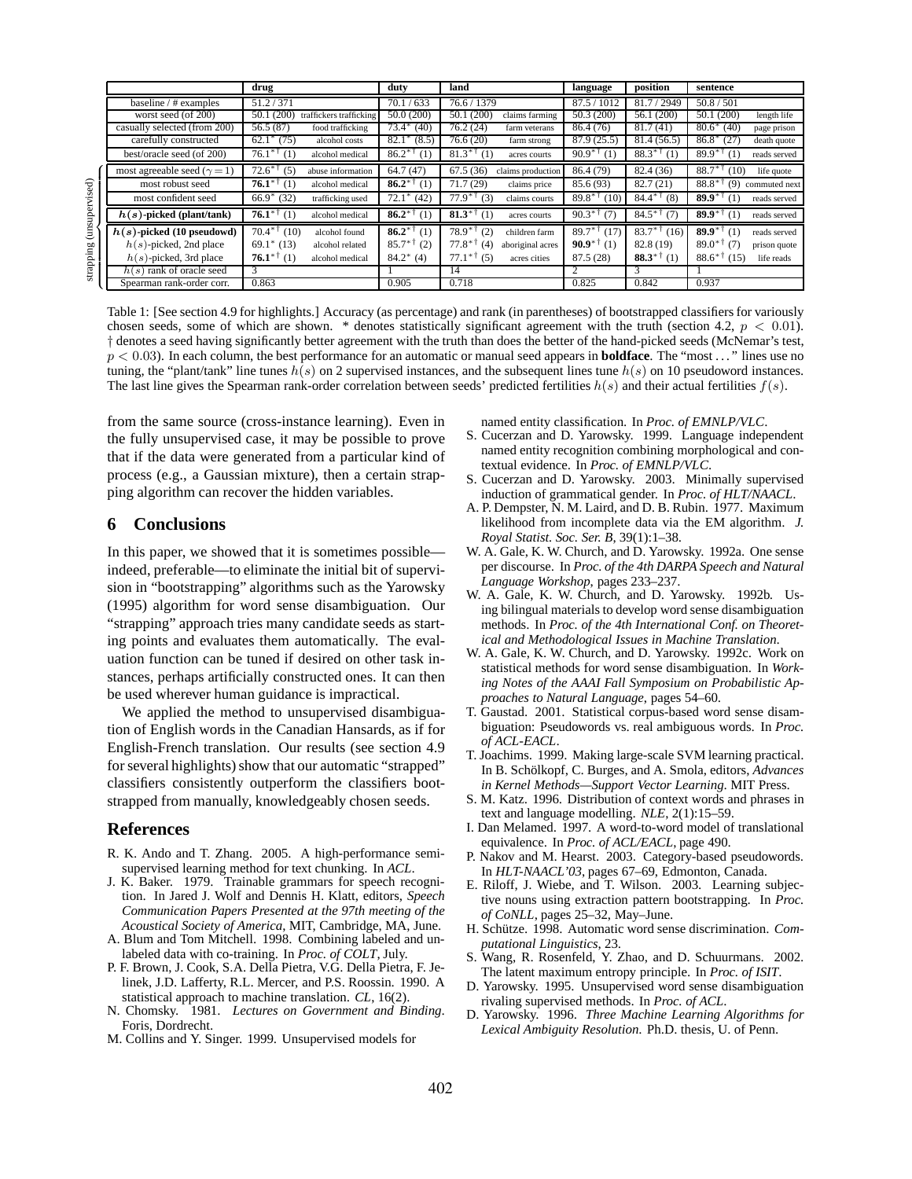| | drug | | duty | land | | language | position | sentence | |
|---|---|---|---|---|---|---|---|---|---|
| baseline / # examples | 51.2 / 371 | | 70.1 / 633 | 76.6 / 1379 | | 87.5 / 1012 | 81.7 / 2949 | 50.8 / 501 | |
| worst seed (of 200) | 50.1 (200) | traffickers trafficking | 50.0 (200) | 50.1 (200) | claims farming | 50.3 (200) | 56.1 (200) | 50.1 (200) | length life |
| casually selected (from 200) | 56.5 (87) | food trafficking | $73.4^*$ (40) | 76.2 (24) | farm veterans | 86.4 (76) | 81.7 (41) | $80.6^*$ (40) | page prison |
| carefully constructed | $62.1^*$ (75) | alcohol costs | $82.1^*$ (8.5) | 76.6 (20) | farm strong | 87.9 (25.5) | 81.4 (56.5) | $86.8^*$ (27) | death quote |
| best/oracle seed (of 200) | $76.1^{*\dagger}$ (1) | alcohol medical | $86.2^{*\dagger}$ (1) | $81.3^{*\dagger}$ (1) | acres courts | $90.9^{*\dagger}$ (1) | $88.3^{*\dagger}$ (1) | $89.9^{*\dagger}$ (1) | reads served |
| most agreeable seed ($\gamma = 1$) | $72.6^{*\dagger}$ (5) | abuse information | 64.7 (47) | 67.5 (36) | claims production | 86.4 (79) | 82.4 (36) | $88.7^{*\dagger}$ (10) | life quote |
| most robust seed | **76.1**$^{*\dagger}$ (1) | alcohol medical | **86.2**$^{*\dagger}$ (1) | 71.7 (29) | claims price | 85.6 (93) | 82.7 (21) | $88.8^{*\dagger}$ (9) | commuted next |
| most confident seed | $66.9^*$ (32) | trafficking used | $72.1^*$ (42) | $77.9^{*\dagger}$ (3) | claims courts | $89.8^{*\dagger}$ (10) | $84.4^{*\dagger}$ (8) | **89.9**$^{*\dagger}$ (1) | reads served |
| $h(s)$**-picked (plant/tank)** | **76.1**$^{*\dagger}$ (1) | alcohol medical | **86.2**$^{*\dagger}$ (1) | **81.3**$^{*\dagger}$ (1) | acres courts | $90.3^{*\dagger}$ (7) | $84.5^{*\dagger}$ (7) | **89.9**$^{*\dagger}$ (1) | reads served |
| $h(s)$**-picked (10 pseudowd)** | $70.4^{*\dagger}$ (10) | alcohol found | **86.2**$^{*\dagger}$ (1) | $78.9^{*\dagger}$ (2) | children farm | $89.7^{*\dagger}$ (17) | $83.7^{*\dagger}$ (16) | **89.9**$^{*\dagger}$ (1) | reads served |
| $h(s)$-picked, 2nd place | $69.1^*$ (13) | alcohol related | $85.7^{*\dagger}$ (2) | $77.8^{*\dagger}$ (4) | aboriginal acres | **90.9**$^{*\dagger}$ (1) | 82.8 (19) | $89.0^{*\dagger}$ (7) | prison quote |
| $h(s)$-picked, 3rd place | **76.1**$^{*\dagger}$ (1) | alcohol medical | $84.2^*$ (4) | $77.1^{*\dagger}$ (5) | acres cities | 87.5 (28) | **88.3**$^{*\dagger}$ (1) | $88.6^{*\dagger}$ (15) | life reads |
| $h(s)$ rank of oracle seed | 3 | | 1 | 14 | | 2 | 3 | 1 | |
| Spearman rank-order corr. | 0.863 | | 0.905 | 0.718 | | 0.825 | 0.842 | 0.937 | |

(Rows from "most agreeable seed" through "Spearman rank-order corr." are grouped under the label "strapping (unsupervised)".)

Table 1: [See section 4.9 for highlights.] Accuracy (as percentage) and rank (in parentheses) of bootstrapped classifiers for variously chosen seeds, some of which are shown. * denotes statistically significant agreement with the truth (section 4.2, $p < 0.01$). † denotes a seed having significantly better agreement with the truth than does the better of the hand-picked seeds (McNemar's test, $p < 0.03$). In each column, the best performance for an automatic or manual seed appears in **boldface**. The "most ..." lines use no tuning, the "plant/tank" line tunes $h(s)$ on 2 supervised instances, and the subsequent lines tune $h(s)$ on 10 pseudoword instances. The last line gives the Spearman rank-order correlation between seeds' predicted fertilities $h(s)$ and their actual fertilities $f(s)$.

from the same source (cross-instance learning). Even in the fully unsupervised case, it may be possible to prove that if the data were generated from a particular kind of process (e.g., a Gaussian mixture), then a certain strapping algorithm can recover the hidden variables.

## 6 Conclusions

In this paper, we showed that it is sometimes possible—indeed, preferable—to eliminate the initial bit of supervision in "bootstrapping" algorithms such as the Yarowsky (1995) algorithm for word sense disambiguation. Our "strapping" approach tries many candidate seeds as starting points and evaluates them automatically. The evaluation function can be tuned if desired on other task instances, perhaps artificially constructed ones. It can then be used wherever human guidance is impractical.

We applied the method to unsupervised disambiguation of English words in the Canadian Hansards, as if for English-French translation. Our results (see section 4.9 for several highlights) show that our automatic "strapped" classifiers consistently outperform the classifiers bootstrapped from manually, knowledgeably chosen seeds.

## References

R. K. Ando and T. Zhang. 2005. A high-performance semi-supervised learning method for text chunking. In *ACL*.

J. K. Baker. 1979. Trainable grammars for speech recognition. In Jared J. Wolf and Dennis H. Klatt, editors, *Speech Communication Papers Presented at the 97th meeting of the Acoustical Society of America*, MIT, Cambridge, MA, June.

A. Blum and Tom Mitchell. 1998. Combining labeled and unlabeled data with co-training. In *Proc. of COLT*, July.

P. F. Brown, J. Cook, S.A. Della Pietra, V.G. Della Pietra, F. Jelinek, J.D. Lafferty, R.L. Mercer, and P.S. Roossin. 1990. A statistical approach to machine translation. *CL*, 16(2).

N. Chomsky. 1981. *Lectures on Government and Binding*. Foris, Dordrecht.

M. Collins and Y. Singer. 1999. Unsupervised models for named entity classification. In *Proc. of EMNLP/VLC*.

S. Cucerzan and D. Yarowsky. 1999. Language independent named entity recognition combining morphological and contextual evidence. In *Proc. of EMNLP/VLC*.

S. Cucerzan and D. Yarowsky. 2003. Minimally supervised induction of grammatical gender. In *Proc. of HLT/NAACL*.

A. P. Dempster, N. M. Laird, and D. B. Rubin. 1977. Maximum likelihood from incomplete data via the EM algorithm. *J. Royal Statist. Soc. Ser. B*, 39(1):1–38.

W. A. Gale, K. W. Church, and D. Yarowsky. 1992a. One sense per discourse. In *Proc. of the 4th DARPA Speech and Natural Language Workshop*, pages 233–237.

W. A. Gale, K. W. Church, and D. Yarowsky. 1992b. Using bilingual materials to develop word sense disambiguation methods. In *Proc. of the 4th International Conf. on Theoretical and Methodological Issues in Machine Translation*.

W. A. Gale, K. W. Church, and D. Yarowsky. 1992c. Work on statistical methods for word sense disambiguation. In *Working Notes of the AAAI Fall Symposium on Probabilistic Approaches to Natural Language*, pages 54–60.

T. Gaustad. 2001. Statistical corpus-based word sense disambiguation: Pseudowords vs. real ambiguous words. In *Proc. of ACL-EACL*.

T. Joachims. 1999. Making large-scale SVM learning practical. In B. Schölkopf, C. Burges, and A. Smola, editors, *Advances in Kernel Methods—Support Vector Learning*. MIT Press.

S. M. Katz. 1996. Distribution of context words and phrases in text and language modelling. *NLE*, 2(1):15–59.

I. Dan Melamed. 1997. A word-to-word model of translational equivalence. In *Proc. of ACL/EACL*, page 490.

P. Nakov and M. Hearst. 2003. Category-based pseudowords. In *HLT-NAACL'03*, pages 67–69, Edmonton, Canada.

E. Riloff, J. Wiebe, and T. Wilson. 2003. Learning subjective nouns using extraction pattern bootstrapping. In *Proc. of CoNLL*, pages 25–32, May–June.

H. Schütze. 1998. Automatic word sense discrimination. *Computational Linguistics*, 23.

S. Wang, R. Rosenfeld, Y. Zhao, and D. Schuurmans. 2002. The latent maximum entropy principle. In *Proc. of ISIT*.

D. Yarowsky. 1995. Unsupervised word sense disambiguation rivaling supervised methods. In *Proc. of ACL*.

D. Yarowsky. 1996. *Three Machine Learning Algorithms for Lexical Ambiguity Resolution*. Ph.D. thesis, U. of Penn.